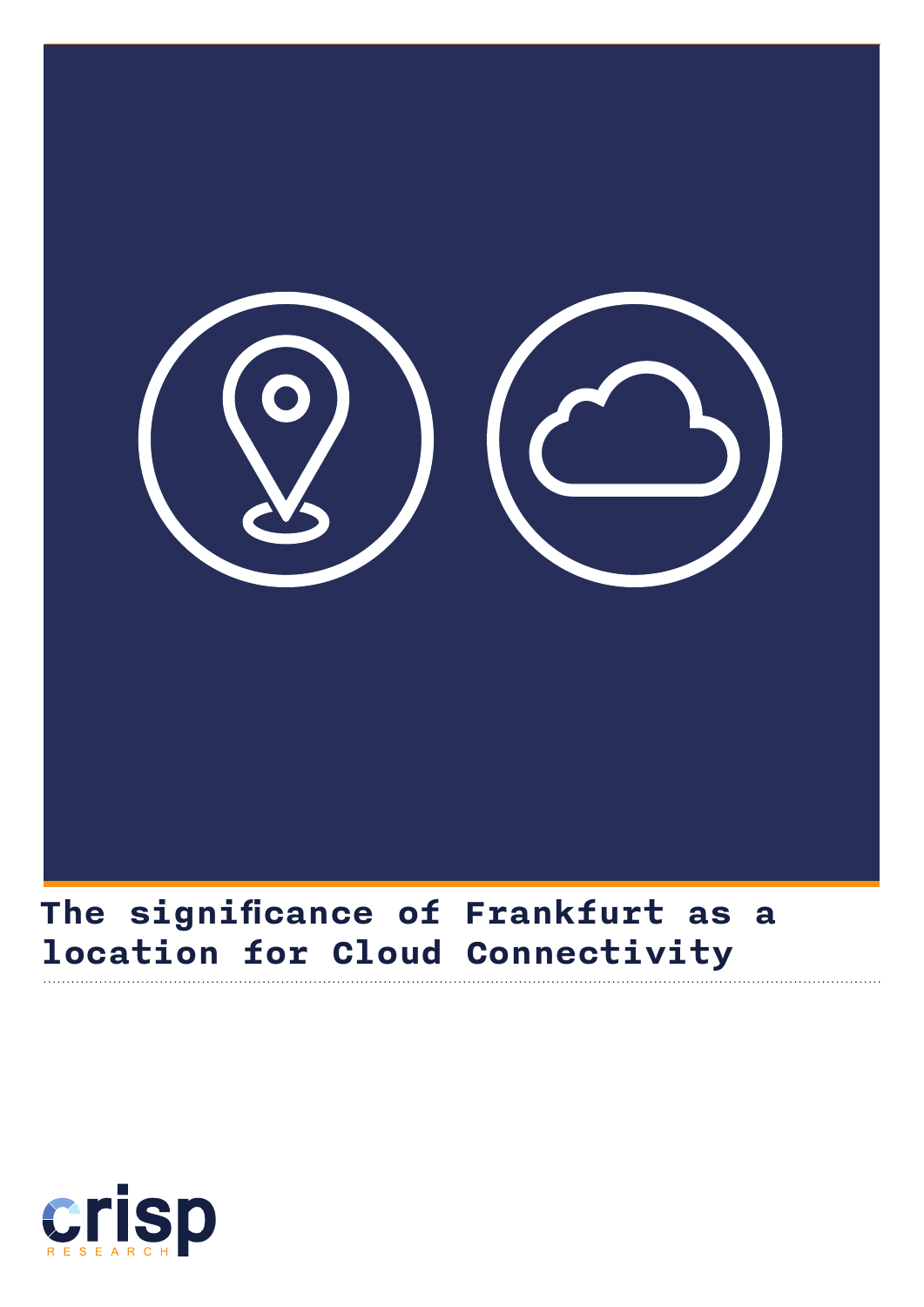# The significance of Frankfurt as a location for Cloud Connectivity

crisp
RESEARCH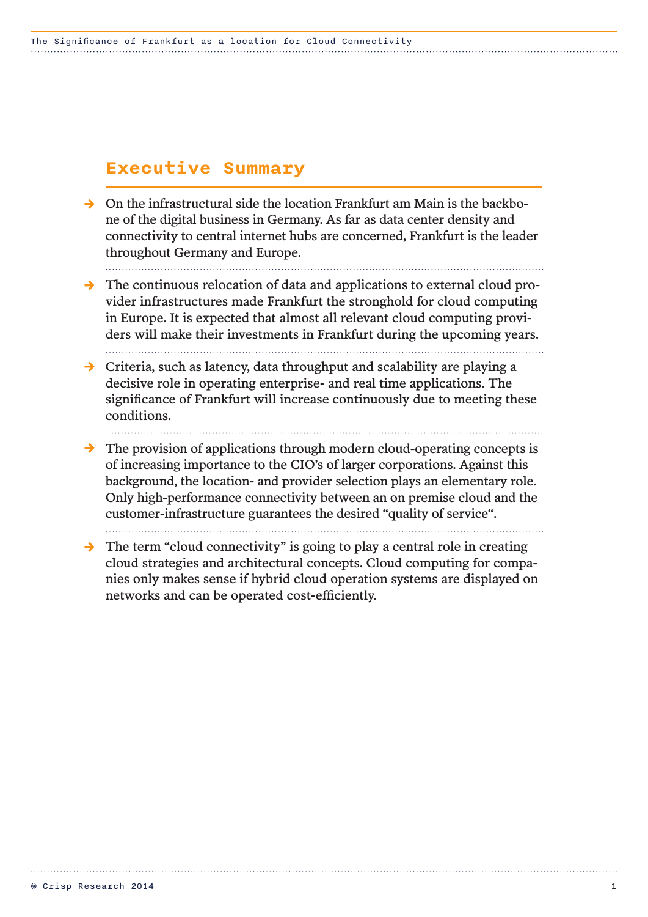## Executive Summary

- On the infrastructural side the location Frankfurt am Main is the backbone of the digital business in Germany. As far as data center density and connectivity to central internet hubs are concerned, Frankfurt is the leader throughout Germany and Europe.

- The continuous relocation of data and applications to external cloud provider infrastructures made Frankfurt the stronghold for cloud computing in Europe. It is expected that almost all relevant cloud computing providers will make their investments in Frankfurt during the upcoming years.

- Criteria, such as latency, data throughput and scalability are playing a decisive role in operating enterprise- and real time applications. The significance of Frankfurt will increase continuously due to meeting these conditions.

- The provision of applications through modern cloud-operating concepts is of increasing importance to the CIO's of larger corporations. Against this background, the location- and provider selection plays an elementary role. Only high-performance connectivity between an on premise cloud and the customer-infrastructure guarantees the desired "quality of service".

- The term "cloud connectivity" is going to play a central role in creating cloud strategies and architectural concepts. Cloud computing for companies only makes sense if hybrid cloud operation systems are displayed on networks and can be operated cost-efficiently.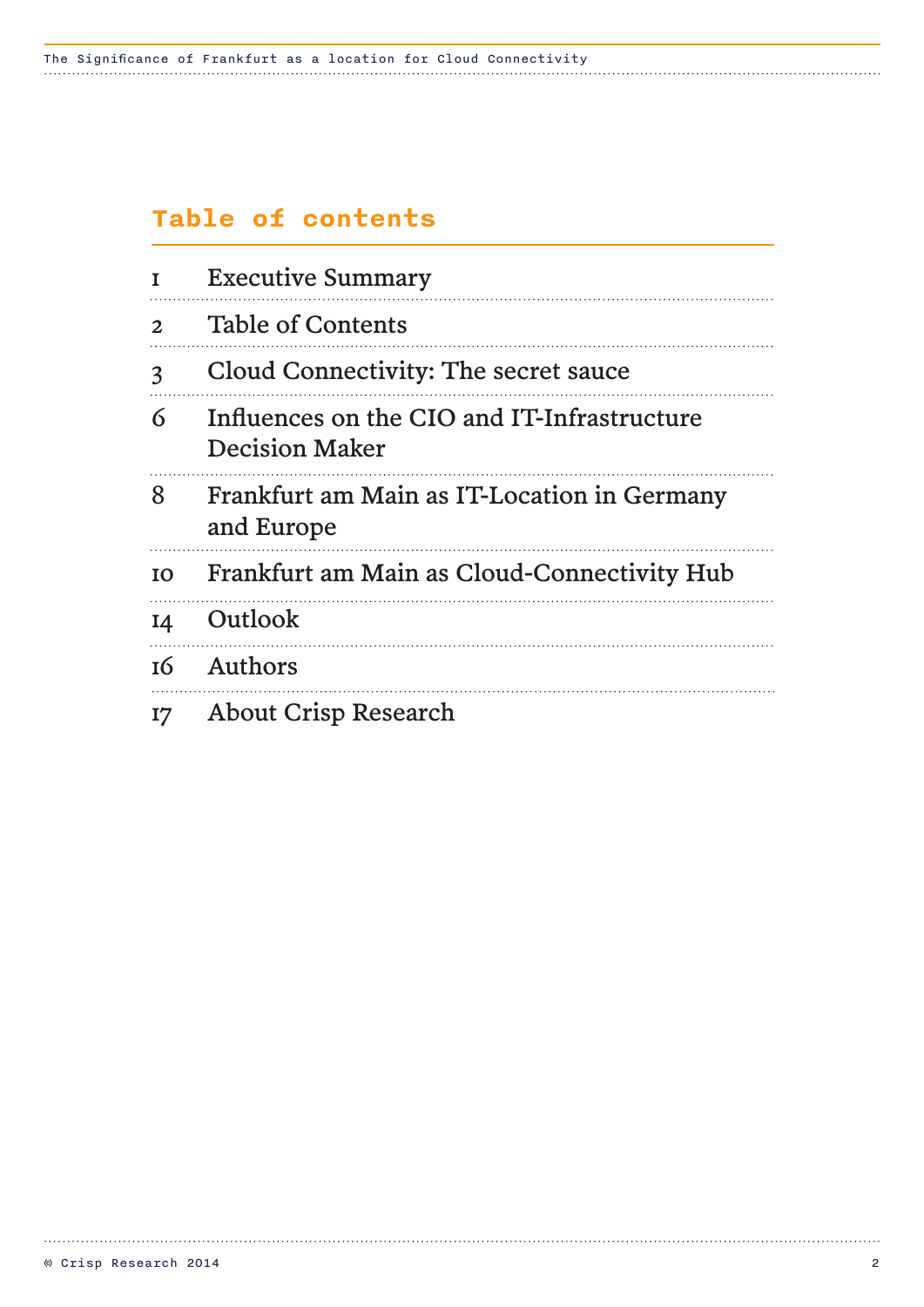## Table of contents

| | |
|---|---|
| 1 | Executive Summary |
| 2 | Table of Contents |
| 3 | Cloud Connectivity: The secret sauce |
| 6 | Influences on the CIO and IT-Infrastructure Decision Maker |
| 8 | Frankfurt am Main as IT-Location in Germany and Europe |
| 10 | Frankfurt am Main as Cloud-Connectivity Hub |
| 14 | Outlook |
| 16 | Authors |
| 17 | About Crisp Research |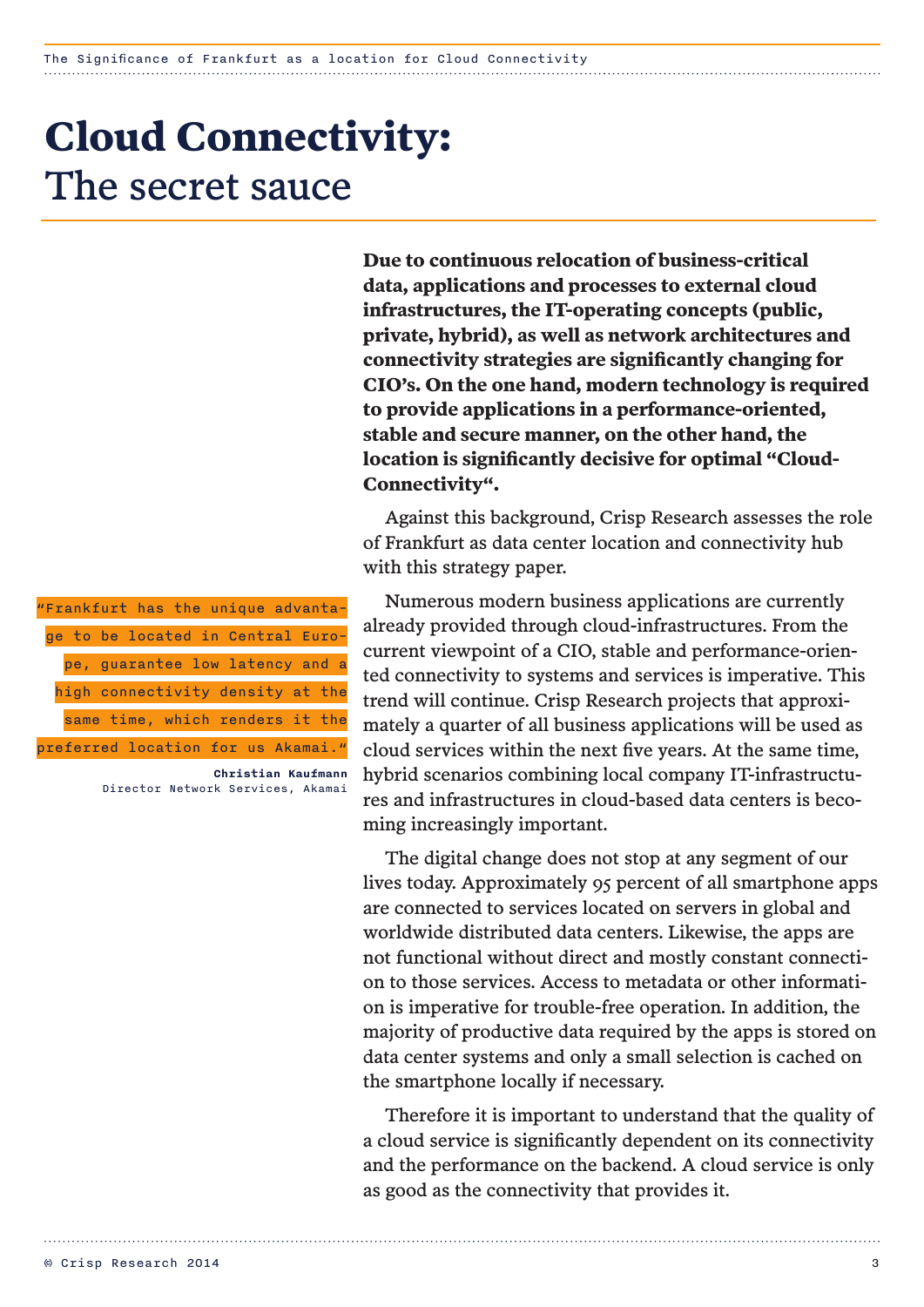# Cloud Connectivity: The secret sauce

**Due to continuous relocation of business-critical data, applications and processes to external cloud infrastructures, the IT-operating concepts (public, private, hybrid), as well as network architectures and connectivity strategies are significantly changing for CIO's. On the one hand, modern technology is required to provide applications in a performance-oriented, stable and secure manner, on the other hand, the location is significantly decisive for optimal "Cloud-Connectivity".**

Against this background, Crisp Research assesses the role of Frankfurt as data center location and connectivity hub with this strategy paper.

> "Frankfurt has the unique advantage to be located in Central Europe, guarantee low latency and a high connectivity density at the same time, which renders it the preferred location for us Akamai."
>
> **Christian Kaufmann**
> Director Network Services, Akamai

Numerous modern business applications are currently already provided through cloud-infrastructures. From the current viewpoint of a CIO, stable and performance-oriented connectivity to systems and services is imperative. This trend will continue. Crisp Research projects that approximately a quarter of all business applications will be used as cloud services within the next five years. At the same time, hybrid scenarios combining local company IT-infrastructures and infrastructures in cloud-based data centers is becoming increasingly important.

The digital change does not stop at any segment of our lives today. Approximately 95 percent of all smartphone apps are connected to services located on servers in global and worldwide distributed data centers. Likewise, the apps are not functional without direct and mostly constant connection to those services. Access to metadata or other information is imperative for trouble-free operation. In addition, the majority of productive data required by the apps is stored on data center systems and only a small selection is cached on the smartphone locally if necessary.

Therefore it is important to understand that the quality of a cloud service is significantly dependent on its connectivity and the performance on the backend. A cloud service is only as good as the connectivity that provides it.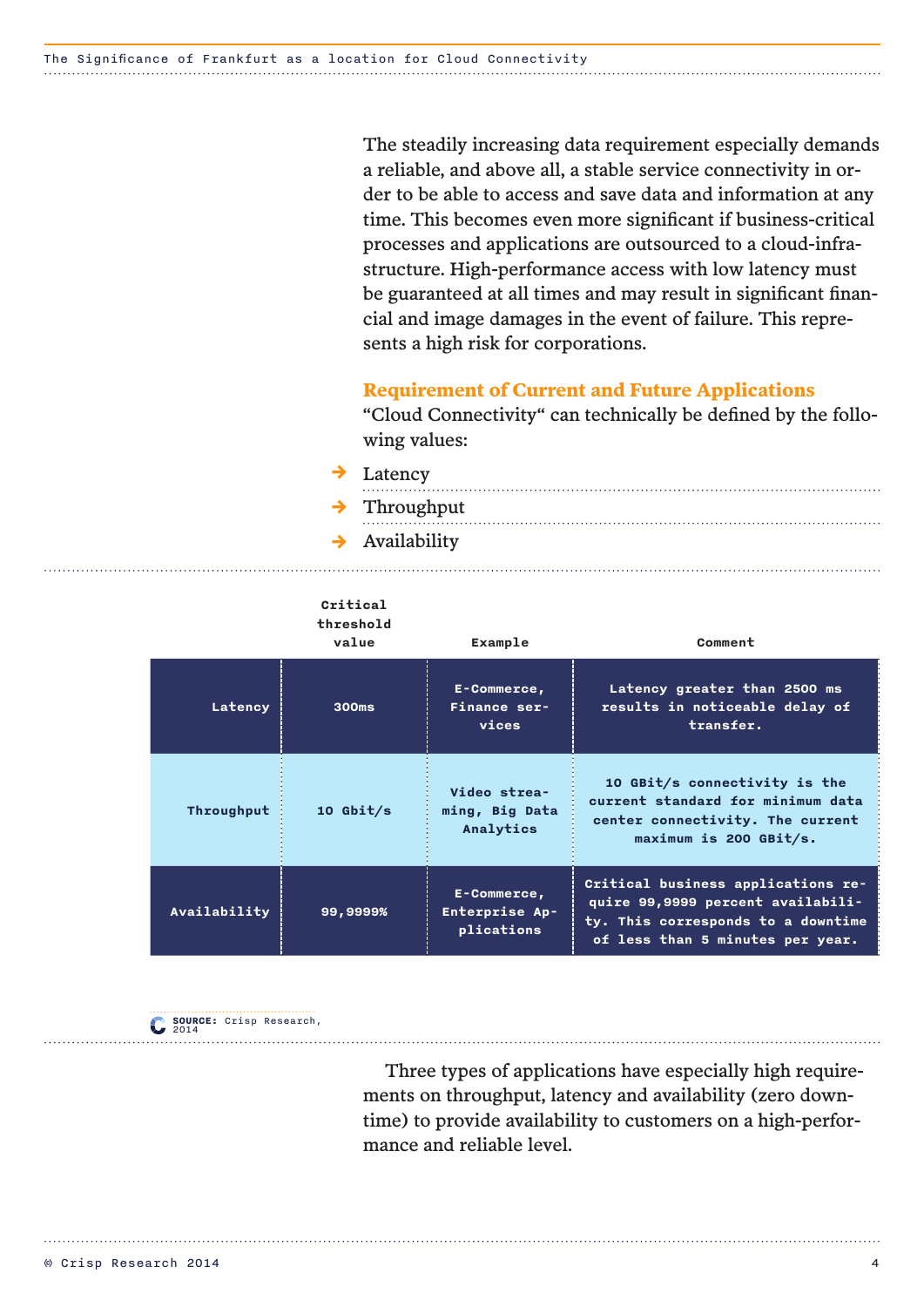The steadily increasing data requirement especially demands a reliable, and above all, a stable service connectivity in order to be able to access and save data and information at any time. This becomes even more significant if business-critical processes and applications are outsourced to a cloud-infrastructure. High-performance access with low latency must be guaranteed at all times and may result in significant financial and image damages in the event of failure. This represents a high risk for corporations.

## Requirement of Current and Future Applications

"Cloud Connectivity" can technically be defined by the following values:

- Latency
- Throughput
- Availability

| | Critical threshold value | Example | Comment |
|---|---|---|---|
| Latency | 300ms | E-Commerce, Finance services | Latency greater than 2500 ms results in noticeable delay of transfer. |
| Throughput | 10 Gbit/s | Video streaming, Big Data Analytics | 10 GBit/s connectivity is the current standard for minimum data center connectivity. The current maximum is 200 GBit/s. |
| Availability | 99,9999% | E-Commerce, Enterprise Applications | Critical business applications require 99,9999 percent availability. This corresponds to a downtime of less than 5 minutes per year. |

**SOURCE:** Crisp Research, 2014

Three types of applications have especially high requirements on throughput, latency and availability (zero downtime) to provide availability to customers on a high-performance and reliable level.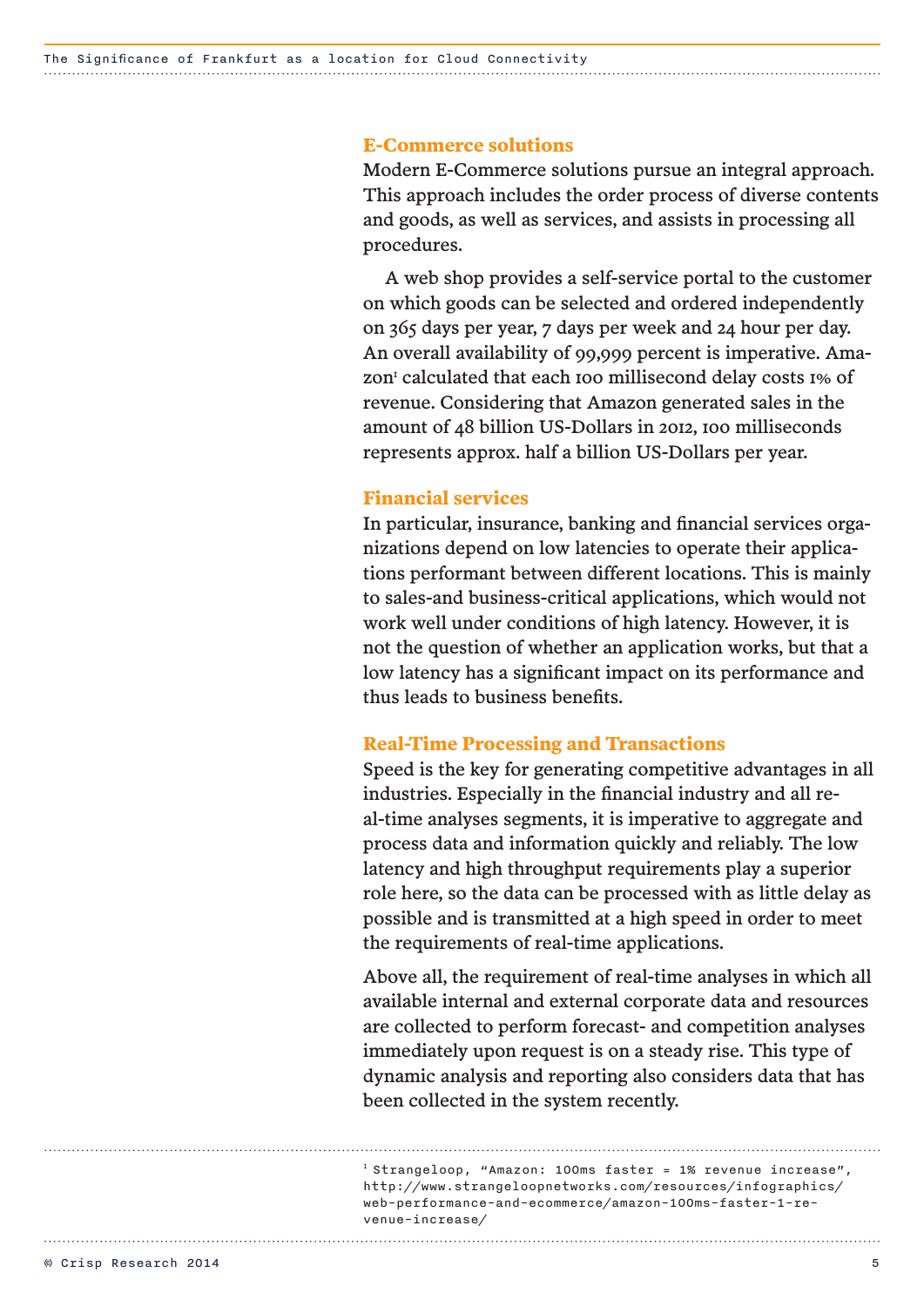### E-Commerce solutions

Modern E-Commerce solutions pursue an integral approach. This approach includes the order process of diverse contents and goods, as well as services, and assists in processing all procedures.

A web shop provides a self-service portal to the customer on which goods can be selected and ordered independently on 365 days per year, 7 days per week and 24 hour per day. An overall availability of 99,999 percent is imperative. Amazon[1] calculated that each 100 millisecond delay costs 1% of revenue. Considering that Amazon generated sales in the amount of 48 billion US-Dollars in 2012, 100 milliseconds represents approx. half a billion US-Dollars per year.

### Financial services

In particular, insurance, banking and financial services organizations depend on low latencies to operate their applications performant between different locations. This is mainly to sales-and business-critical applications, which would not work well under conditions of high latency. However, it is not the question of whether an application works, but that a low latency has a significant impact on its performance and thus leads to business benefits.

### Real-Time Processing and Transactions

Speed is the key for generating competitive advantages in all industries. Especially in the financial industry and all real-time analyses segments, it is imperative to aggregate and process data and information quickly and reliably. The low latency and high throughput requirements play a superior role here, so the data can be processed with as little delay as possible and is transmitted at a high speed in order to meet the requirements of real-time applications.

Above all, the requirement of real-time analyses in which all available internal and external corporate data and resources are collected to perform forecast- and competition analyses immediately upon request is on a steady rise. This type of dynamic analysis and reporting also considers data that has been collected in the system recently.

---

[1] Strangeloop, "Amazon: 100ms faster = 1% revenue increase", http://www.strangeloopnetworks.com/resources/infographics/web-performance-and-ecommerce/amazon-100ms-faster-1-revenue-increase/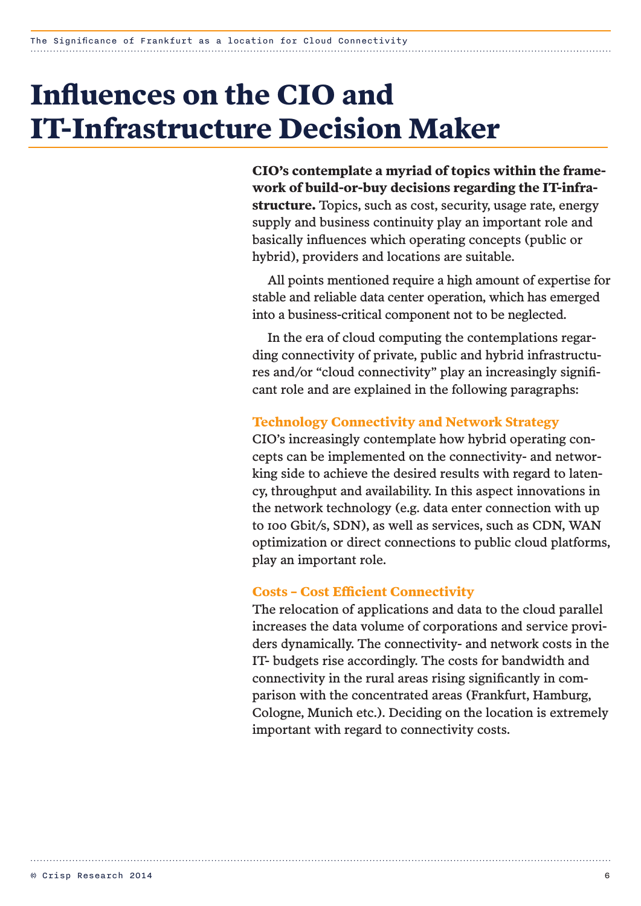# Influences on the CIO and IT-Infrastructure Decision Maker

**CIO's contemplate a myriad of topics within the framework of build-or-buy decisions regarding the IT-infrastructure.** Topics, such as cost, security, usage rate, energy supply and business continuity play an important role and basically influences which operating concepts (public or hybrid), providers and locations are suitable.

All points mentioned require a high amount of expertise for stable and reliable data center operation, which has emerged into a business-critical component not to be neglected.

In the era of cloud computing the contemplations regarding connectivity of private, public and hybrid infrastructures and/or "cloud connectivity" play an increasingly significant role and are explained in the following paragraphs:

### Technology Connectivity and Network Strategy

CIO's increasingly contemplate how hybrid operating concepts can be implemented on the connectivity- and networking side to achieve the desired results with regard to latency, throughput and availability. In this aspect innovations in the network technology (e.g. data enter connection with up to 100 Gbit/s, SDN), as well as services, such as CDN, WAN optimization or direct connections to public cloud platforms, play an important role.

### Costs – Cost Efficient Connectivity

The relocation of applications and data to the cloud parallel increases the data volume of corporations and service providers dynamically. The connectivity- and network costs in the IT- budgets rise accordingly. The costs for bandwidth and connectivity in the rural areas rising significantly in comparison with the concentrated areas (Frankfurt, Hamburg, Cologne, Munich etc.). Deciding on the location is extremely important with regard to connectivity costs.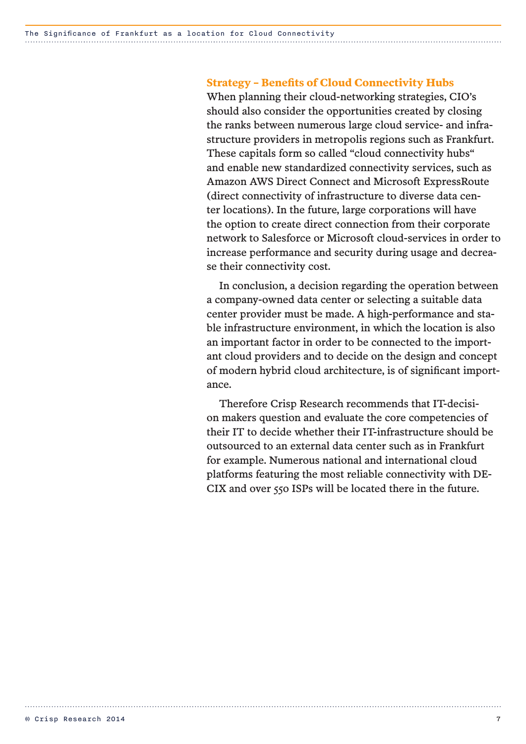## Strategy – Benefits of Cloud Connectivity Hubs

When planning their cloud-networking strategies, CIO's should also consider the opportunities created by closing the ranks between numerous large cloud service- and infrastructure providers in metropolis regions such as Frankfurt. These capitals form so called "cloud connectivity hubs" and enable new standardized connectivity services, such as Amazon AWS Direct Connect and Microsoft ExpressRoute (direct connectivity of infrastructure to diverse data center locations). In the future, large corporations will have the option to create direct connection from their corporate network to Salesforce or Microsoft cloud-services in order to increase performance and security during usage and decrease their connectivity cost.

In conclusion, a decision regarding the operation between a company-owned data center or selecting a suitable data center provider must be made. A high-performance and stable infrastructure environment, in which the location is also an important factor in order to be connected to the important cloud providers and to decide on the design and concept of modern hybrid cloud architecture, is of significant importance.

Therefore Crisp Research recommends that IT-decision makers question and evaluate the core competencies of their IT to decide whether their IT-infrastructure should be outsourced to an external data center such as in Frankfurt for example. Numerous national and international cloud platforms featuring the most reliable connectivity with DE-CIX and over 550 ISPs will be located there in the future.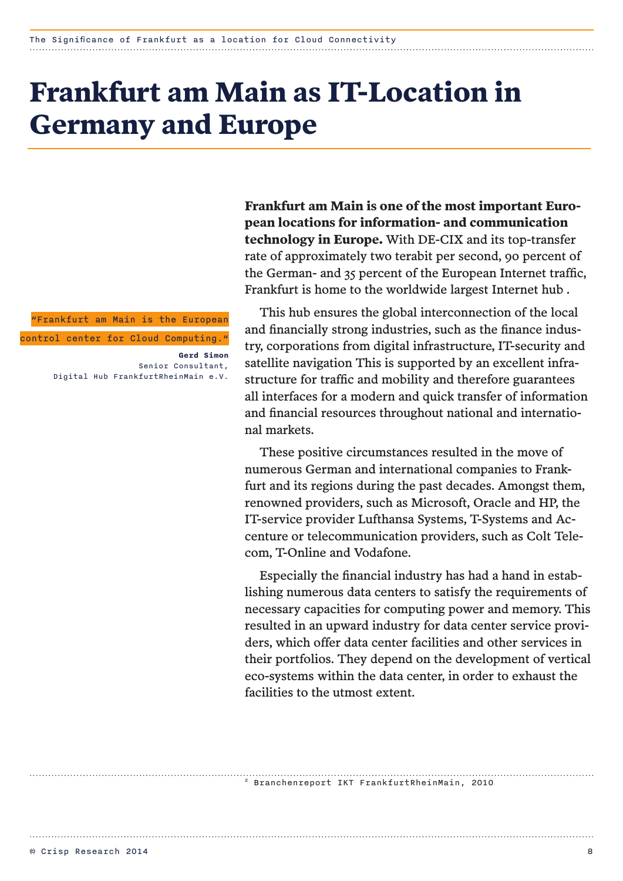# Frankfurt am Main as IT-Location in Germany and Europe

> "Frankfurt am Main is the European control center for Cloud Computing."
>
> **Gerd Simon**
> Senior Consultant,
> Digital Hub FrankfurtRheinMain e.V.

**Frankfurt am Main is one of the most important European locations for information- and communication technology in Europe.** With DE-CIX and its top-transfer rate of approximately two terabit per second, 90 percent of the German- and 35 percent of the European Internet traffic, Frankfurt is home to the worldwide largest Internet hub .

This hub ensures the global interconnection of the local and financially strong industries, such as the finance industry, corporations from digital infrastructure, IT-security and satellite navigation This is supported by an excellent infrastructure for traffic and mobility and therefore guarantees all interfaces for a modern and quick transfer of information and financial resources throughout national and international markets.

These positive circumstances resulted in the move of numerous German and international companies to Frankfurt and its regions during the past decades. Amongst them, renowned providers, such as Microsoft, Oracle and HP, the IT-service provider Lufthansa Systems, T-Systems and Accenture or telecommunication providers, such as Colt Telecom, T-Online and Vodafone.

Especially the financial industry has had a hand in establishing numerous data centers to satisfy the requirements of necessary capacities for computing power and memory. This resulted in an upward industry for data center service providers, which offer data center facilities and other services in their portfolios. They depend on the development of vertical eco-systems within the data center, in order to exhaust the facilities to the utmost extent.

[2] Branchenreport IKT FrankfurtRheinMain, 2010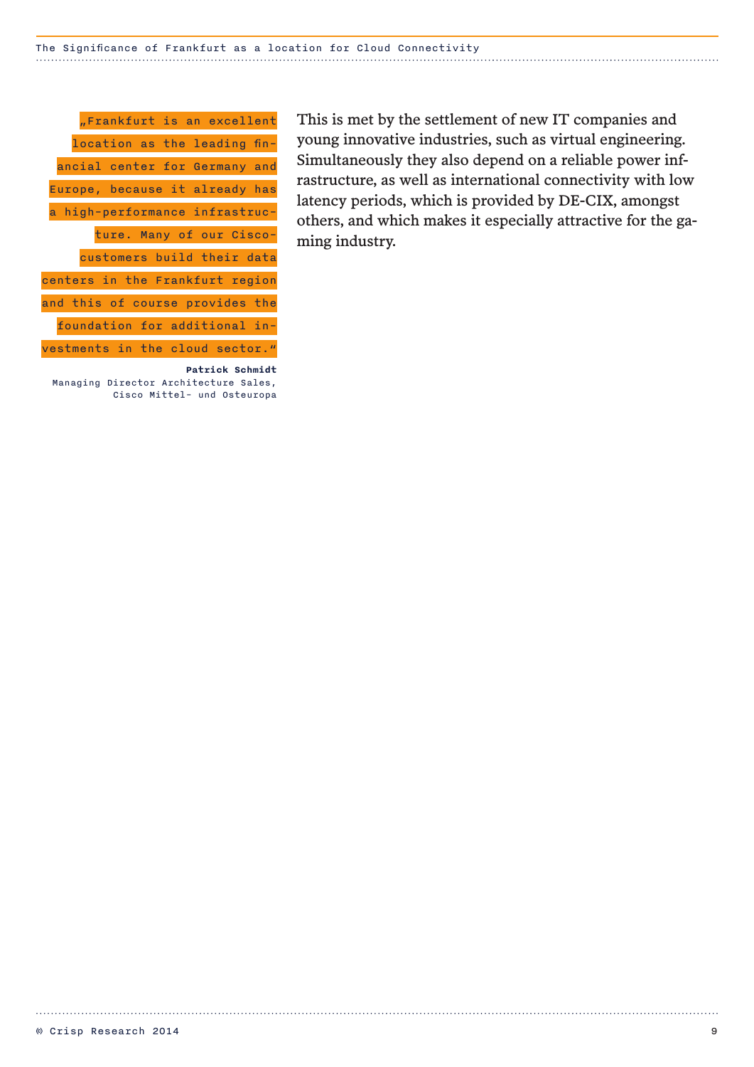> „Frankfurt is an excellent location as the leading financial center for Germany and Europe, because it already has a high-performance infrastructure. Many of our Cisco-customers build their data centers in the Frankfurt region and this of course provides the foundation for additional investments in the cloud sector."
>
> **Patrick Schmidt**
> Managing Director Architecture Sales, Cisco Mittel- und Osteuropa

This is met by the settlement of new IT companies and young innovative industries, such as virtual engineering. Simultaneously they also depend on a reliable power infrastructure, as well as international connectivity with low latency periods, which is provided by DE-CIX, amongst others, and which makes it especially attractive for the gaming industry.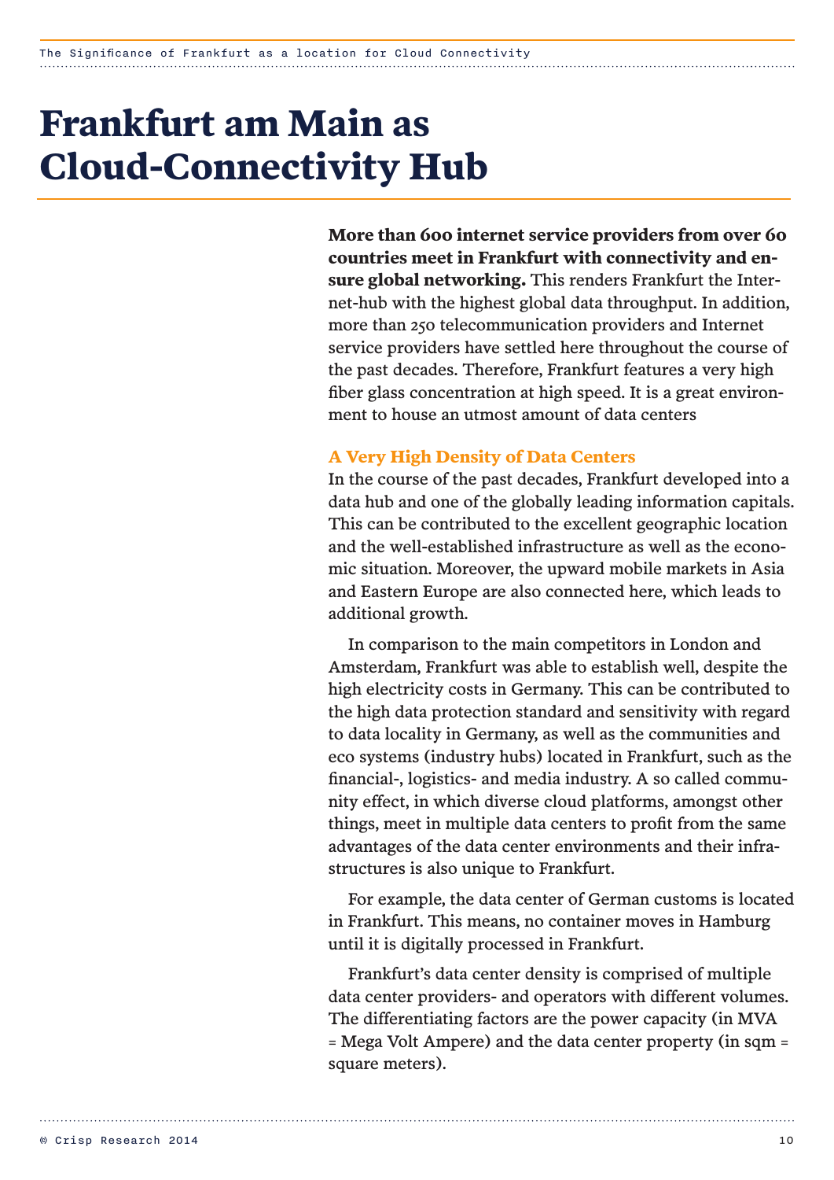# Frankfurt am Main as Cloud-Connectivity Hub

**More than 600 internet service providers from over 60 countries meet in Frankfurt with connectivity and ensure global networking.** This renders Frankfurt the Internet-hub with the highest global data throughput. In addition, more than 250 telecommunication providers and Internet service providers have settled here throughout the course of the past decades. Therefore, Frankfurt features a very high fiber glass concentration at high speed. It is a great environment to house an utmost amount of data centers

## A Very High Density of Data Centers

In the course of the past decades, Frankfurt developed into a data hub and one of the globally leading information capitals. This can be contributed to the excellent geographic location and the well-established infrastructure as well as the economic situation. Moreover, the upward mobile markets in Asia and Eastern Europe are also connected here, which leads to additional growth.

In comparison to the main competitors in London and Amsterdam, Frankfurt was able to establish well, despite the high electricity costs in Germany. This can be contributed to the high data protection standard and sensitivity with regard to data locality in Germany, as well as the communities and eco systems (industry hubs) located in Frankfurt, such as the financial-, logistics- and media industry. A so called community effect, in which diverse cloud platforms, amongst other things, meet in multiple data centers to profit from the same advantages of the data center environments and their infrastructures is also unique to Frankfurt.

For example, the data center of German customs is located in Frankfurt. This means, no container moves in Hamburg until it is digitally processed in Frankfurt.

Frankfurt's data center density is comprised of multiple data center providers- and operators with different volumes. The differentiating factors are the power capacity (in MVA = Mega Volt Ampere) and the data center property (in sqm = square meters).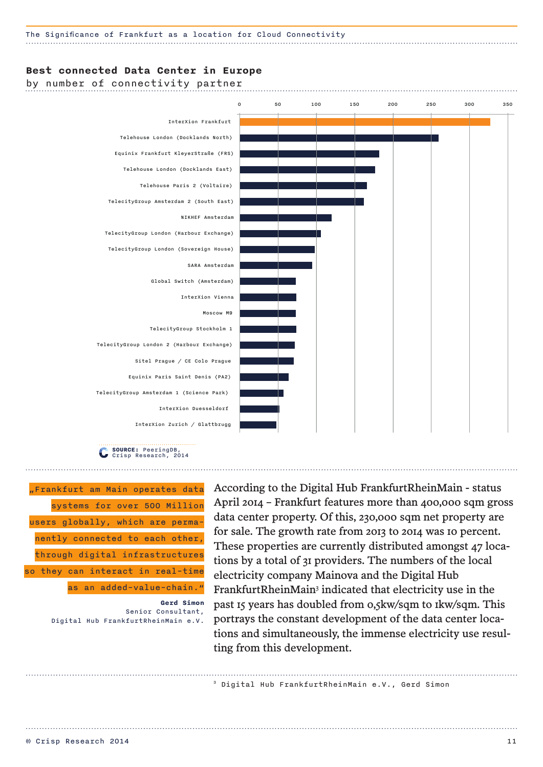## Best connected Data Center in Europe

by number of connectivity partner

| Data Center | Number of connectivity partners (approx.) |
|---|---|
| InterXion Frankfurt | ~327 |
| Telehouse London (Docklands North) | ~259 |
| Equinix Frankfurt KleyerStraße (FRS) | ~182 |
| Telehouse London (Docklands East) | ~177 |
| Telehouse Paris 2 (Voltaire) | ~166 |
| TelecityGroup Amsterdam 2 (South East) | ~162 |
| NIKHEF Amsterdam | ~120 |
| TelecityGroup London (Harbour Exchange) | ~106 |
| TelecityGroup London (Sovereign House) | ~98 |
| SARA Amsterdam | ~95 |
| Global Switch (Amsterdam) | ~73 |
| InterXion Vienna | ~74 |
| Moscow M9 | ~73 |
| TelecityGroup Stockholm 1 | ~74 |
| TelecityGroup London 2 (Harbour Exchange) | ~72 |
| Sitel Prague / CE Colo Prague | ~71 |
| Equinix Paris Saint Denis (PA2) | ~64 |
| TelecityGroup Amsterdam 1 (Science Park) | ~57 |
| InterXion Duesseldorf | ~52 |
| InterXion Zurich / Glattbrugg | ~48 |

**SOURCE:** PeeringDB, Crisp Research, 2014

> „Frankfurt am Main operates data systems for over 500 Million users globally, which are permanently connected to each other, through digital infrastructures so they can interact in real-time as an added-value-chain."
>
> **Gerd Simon**
> Senior Consultant,
> Digital Hub FrankfurtRheinMain e.V.

According to the Digital Hub FrankfurtRheinMain - status April 2014 – Frankfurt features more than 400,000 sqm gross data center property. Of this, 230,000 sqm net property are for sale. The growth rate from 2013 to 2014 was 10 percent. These properties are currently distributed amongst 47 locations by a total of 31 providers. The numbers of the local electricity company Mainova and the Digital Hub FrankfurtRheinMain[3] indicated that electricity use in the past 15 years has doubled from 0,5kw/sqm to 1kw/sqm. This portrays the constant development of the data center locations and simultaneously, the immense electricity use resulting from this development.

[3] Digital Hub FrankfurtRheinMain e.V., Gerd Simon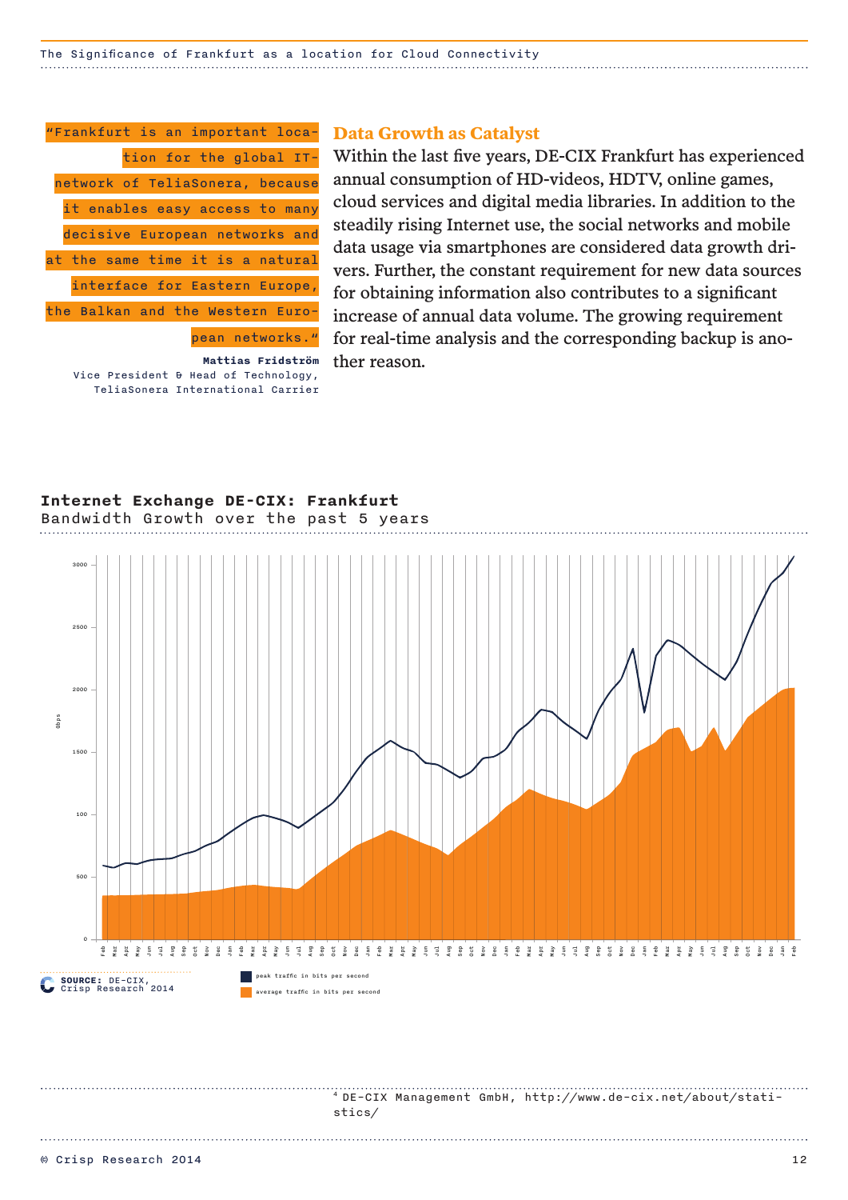> "Frankfurt is an important location for the global IT-network of TeliaSonera, because it enables easy access to many decisive European networks and at the same time it is a natural interface for Eastern Europe, the Balkan and the Western European networks."
>
> **Mattias Fridström**
> Vice President & Head of Technology,
> TeliaSonera International Carrier

## Data Growth as Catalyst

Within the last five years, DE-CIX Frankfurt has experienced annual consumption of HD-videos, HDTV, online games, cloud services and digital media libraries. In addition to the steadily rising Internet use, the social networks and mobile data usage via smartphones are considered data growth drivers. Further, the constant requirement for new data sources for obtaining information also contributes to a significant increase of annual data volume. The growing requirement for real-time analysis and the corresponding backup is another reason.

**Internet Exchange DE-CIX: Frankfurt**
Bandwidth Growth over the past 5 years

**SOURCE:** DE-CIX, Crisp Research 2014

peak traffic in bits per second
average traffic in bits per second

[4] DE-CIX Management GmbH, http://www.de-cix.net/about/statistics/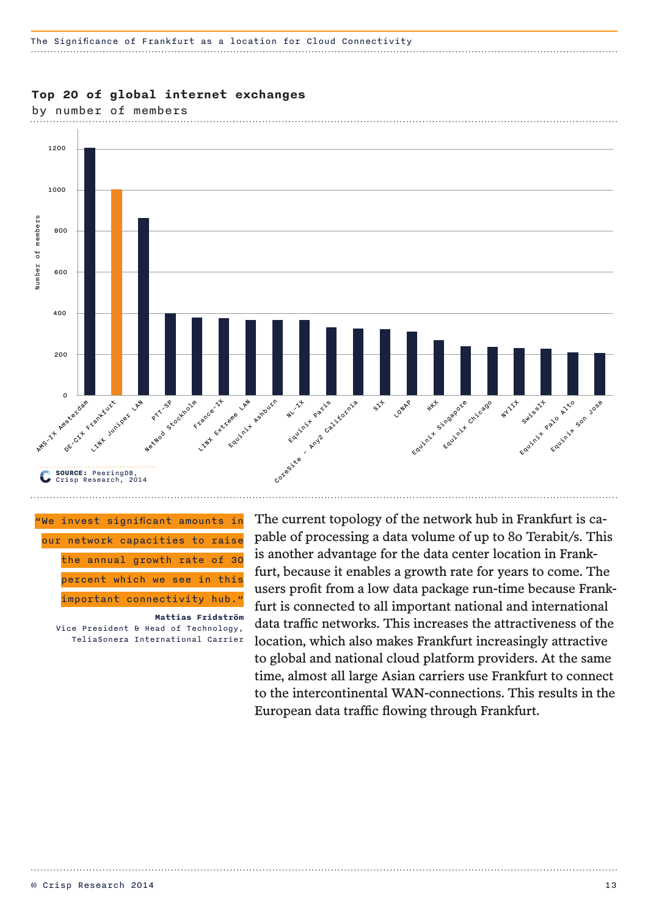### Top 20 of global internet exchanges

by number of members

| Internet exchange | Number of members (approx.) |
| --- | --- |
| AMS-IX Amsterdam | 1200 |
| DE-CIX Frankfurt | 1000 |
| LINX Juniper LAN | 860 |
| PTT-SP | 400 |
| NetNod Stockholm | 380 |
| France-IX | 375 |
| LINX Extreme LAN | 365 |
| Equinix Ashburn | 365 |
| NL-IX | 365 |
| Equinix Paris | 330 |
| CoreSite - Any2 California | 325 |
| SIX | 320 |
| LONAP | 310 |
| HKX | 265 |
| Equinix Singapore | 240 |
| Equinix Chicago | 235 |
| NYIIX | 230 |
| SwissIX | 225 |
| Equinix Palo Alto | 210 |
| Equinix San Jose | 205 |

**SOURCE:** PeeringDB, Crisp Research, 2014

> "We invest significant amounts in our network capacities to raise the annual growth rate of 30 percent which we see in this important connectivity hub."
>
> **Mattias Fridström**
> Vice President & Head of Technology, TeliaSonera International Carrier

The current topology of the network hub in Frankfurt is capable of processing a data volume of up to 80 Terabit/s. This is another advantage for the data center location in Frankfurt, because it enables a growth rate for years to come. The users profit from a low data package run-time because Frankfurt is connected to all important national and international data traffic networks. This increases the attractiveness of the location, which also makes Frankfurt increasingly attractive to global and national cloud platform providers. At the same time, almost all large Asian carriers use Frankfurt to connect to the intercontinental WAN-connections. This results in the European data traffic flowing through Frankfurt.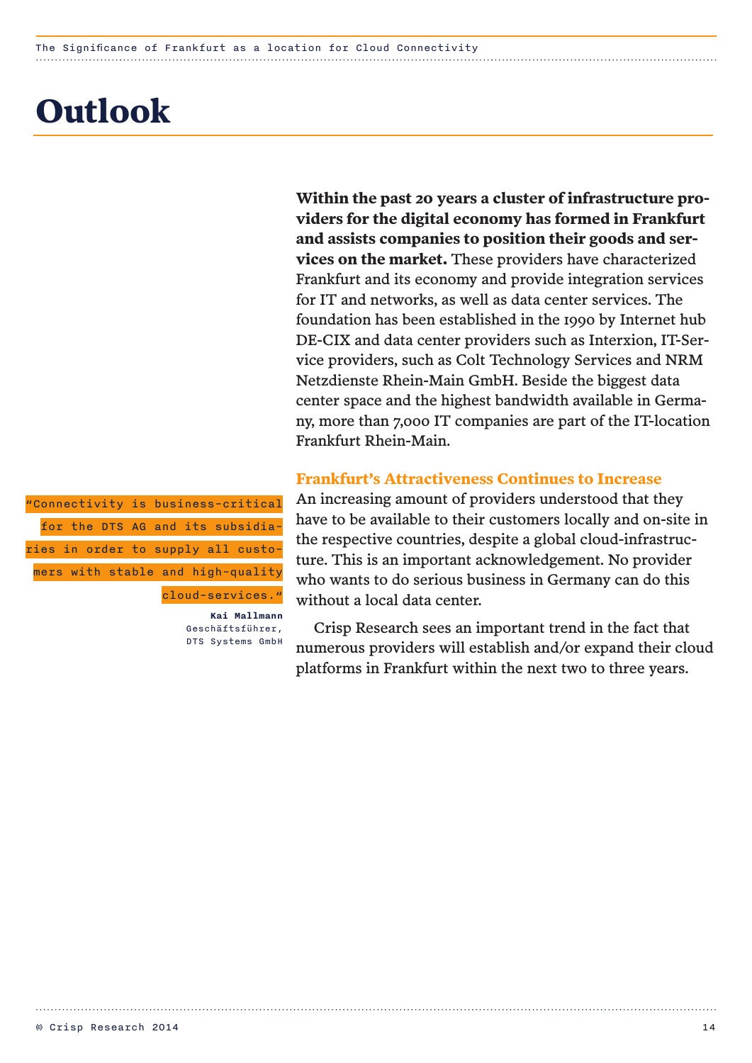# Outlook

**Within the past 20 years a cluster of infrastructure providers for the digital economy has formed in Frankfurt and assists companies to position their goods and services on the market.** These providers have characterized Frankfurt and its economy and provide integration services for IT and networks, as well as data center services. The foundation has been established in the 1990 by Internet hub DE-CIX and data center providers such as Interxion, IT-Service providers, such as Colt Technology Services and NRM Netzdienste Rhein-Main GmbH. Beside the biggest data center space and the highest bandwidth available in Germany, more than 7,000 IT companies are part of the IT-location Frankfurt Rhein-Main.

### Frankfurt's Attractiveness Continues to Increase

An increasing amount of providers understood that they have to be available to their customers locally and on-site in the respective countries, despite a global cloud-infrastructure. This is an important acknowledgement. No provider who wants to do serious business in Germany can do this without a local data center.

Crisp Research sees an important trend in the fact that numerous providers will establish and/or expand their cloud platforms in Frankfurt within the next two to three years.

> "Connectivity is business-critical for the DTS AG and its subsidiaries in order to supply all customers with stable and high-quality cloud-services."
>
> **Kai Mallmann**
> Geschäftsführer,
> DTS Systems GmbH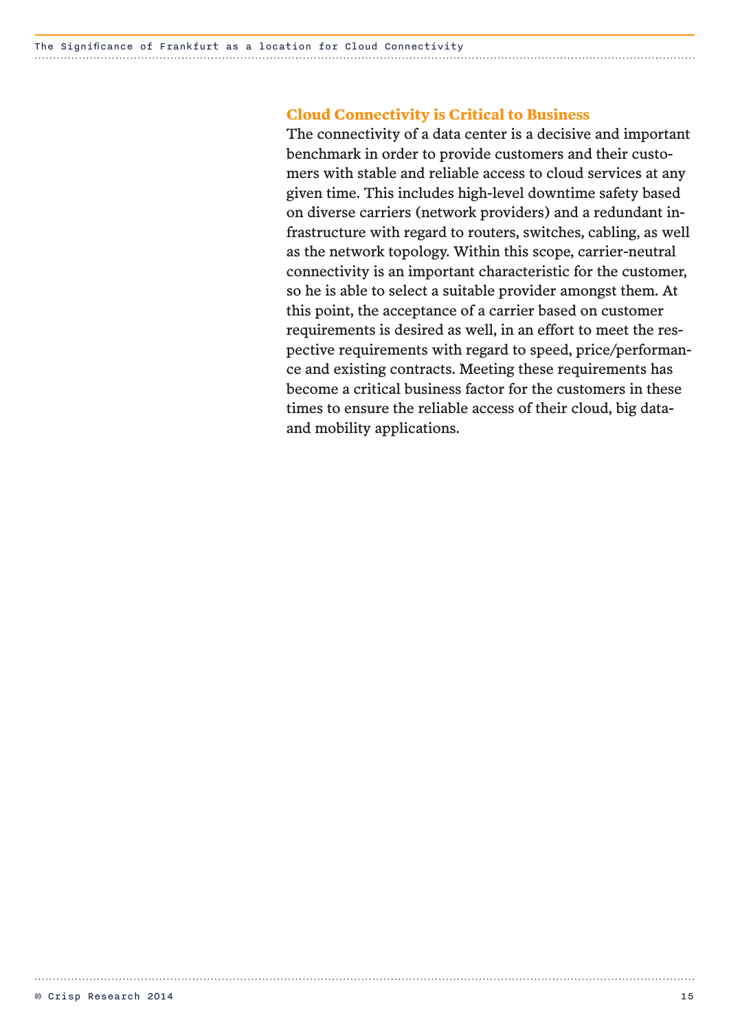## Cloud Connectivity is Critical to Business

The connectivity of a data center is a decisive and important benchmark in order to provide customers and their customers with stable and reliable access to cloud services at any given time. This includes high-level downtime safety based on diverse carriers (network providers) and a redundant infrastructure with regard to routers, switches, cabling, as well as the network topology. Within this scope, carrier-neutral connectivity is an important characteristic for the customer, so he is able to select a suitable provider amongst them. At this point, the acceptance of a carrier based on customer requirements is desired as well, in an effort to meet the respective requirements with regard to speed, price/performance and existing contracts. Meeting these requirements has become a critical business factor for the customers in these times to ensure the reliable access of their cloud, big data- and mobility applications.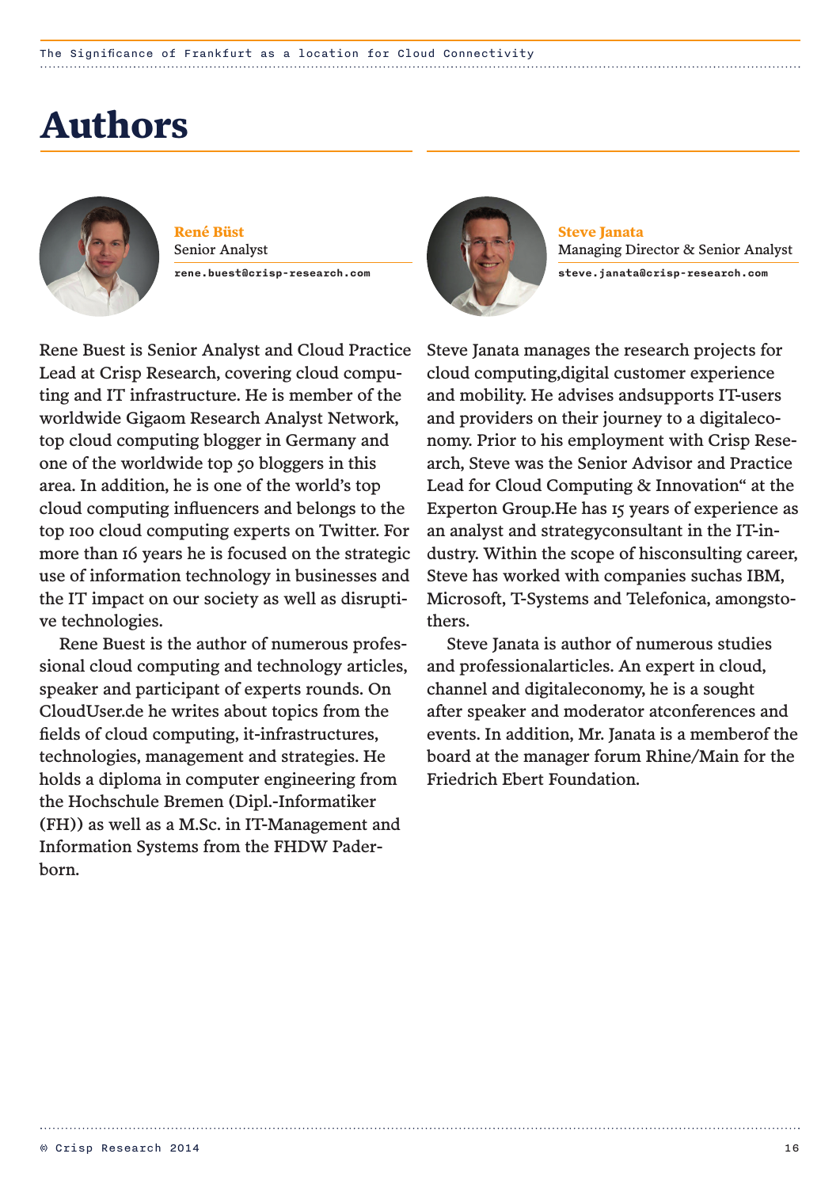# Authors

**René Büst**
Senior Analyst
rene.buest@crisp-research.com

Rene Buest is Senior Analyst and Cloud Practice Lead at Crisp Research, covering cloud computing and IT infrastructure. He is member of the worldwide Gigaom Research Analyst Network, top cloud computing blogger in Germany and one of the worldwide top 50 bloggers in this area. In addition, he is one of the world's top cloud computing influencers and belongs to the top 100 cloud computing experts on Twitter. For more than 16 years he is focused on the strategic use of information technology in businesses and the IT impact on our society as well as disruptive technologies.

Rene Buest is the author of numerous professional cloud computing and technology articles, speaker and participant of experts rounds. On CloudUser.de he writes about topics from the fields of cloud computing, it-infrastructures, technologies, management and strategies. He holds a diploma in computer engineering from the Hochschule Bremen (Dipl.-Informatiker (FH)) as well as a M.Sc. in IT-Management and Information Systems from the FHDW Paderborn.

**Steve Janata**
Managing Director & Senior Analyst
steve.janata@crisp-research.com

Steve Janata manages the research projects for cloud computing,digital customer experience and mobility. He advises andsupports IT-users and providers on their journey to a digitaleconomy. Prior to his employment with Crisp Research, Steve was the Senior Advisor and Practice Lead for Cloud Computing & Innovation" at the Experton Group.He has 15 years of experience as an analyst and strategyconsultant in the IT-industry. Within the scope of hisconsulting career, Steve has worked with companies suchas IBM, Microsoft, T-Systems and Telefonica, amongstothers.

Steve Janata is author of numerous studies and professionalarticles. An expert in cloud, channel and digitaleconomy, he is a sought after speaker and moderator atconferences and events. In addition, Mr. Janata is a memberof the board at the manager forum Rhine/Main for the Friedrich Ebert Foundation.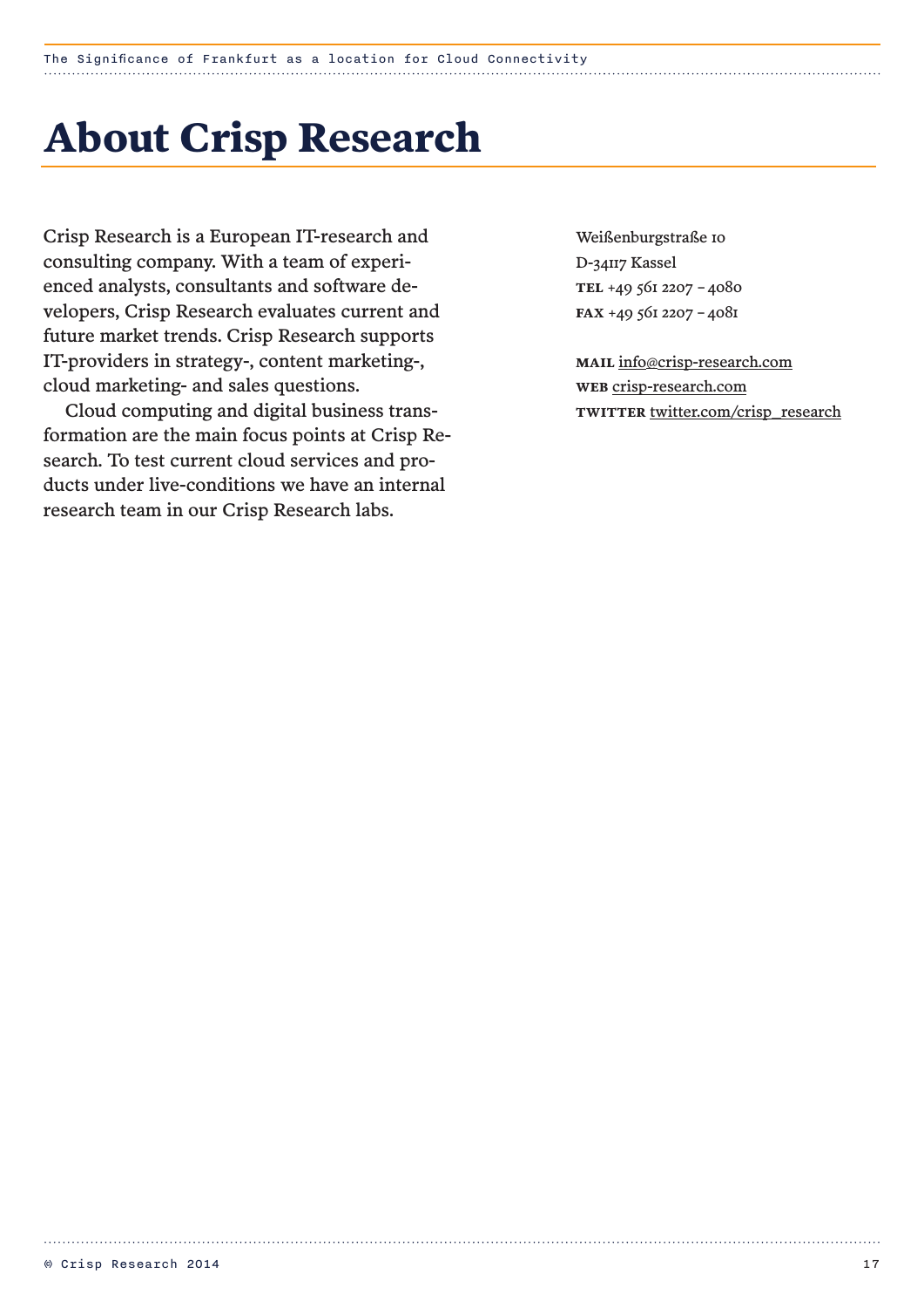# About Crisp Research

Crisp Research is a European IT-research and consulting company. With a team of experienced analysts, consultants and software developers, Crisp Research evaluates current and future market trends. Crisp Research supports IT-providers in strategy-, content marketing-, cloud marketing- and sales questions.

Cloud computing and digital business transformation are the main focus points at Crisp Research. To test current cloud services and products under live-conditions we have an internal research team in our Crisp Research labs.

Weißenburgstraße 10
D-34117 Kassel
**TEL** +49 561 2207 – 4080
**FAX** +49 561 2207 – 4081

**MAIL** info@crisp-research.com
**WEB** crisp-research.com
**TWITTER** twitter.com/crisp_research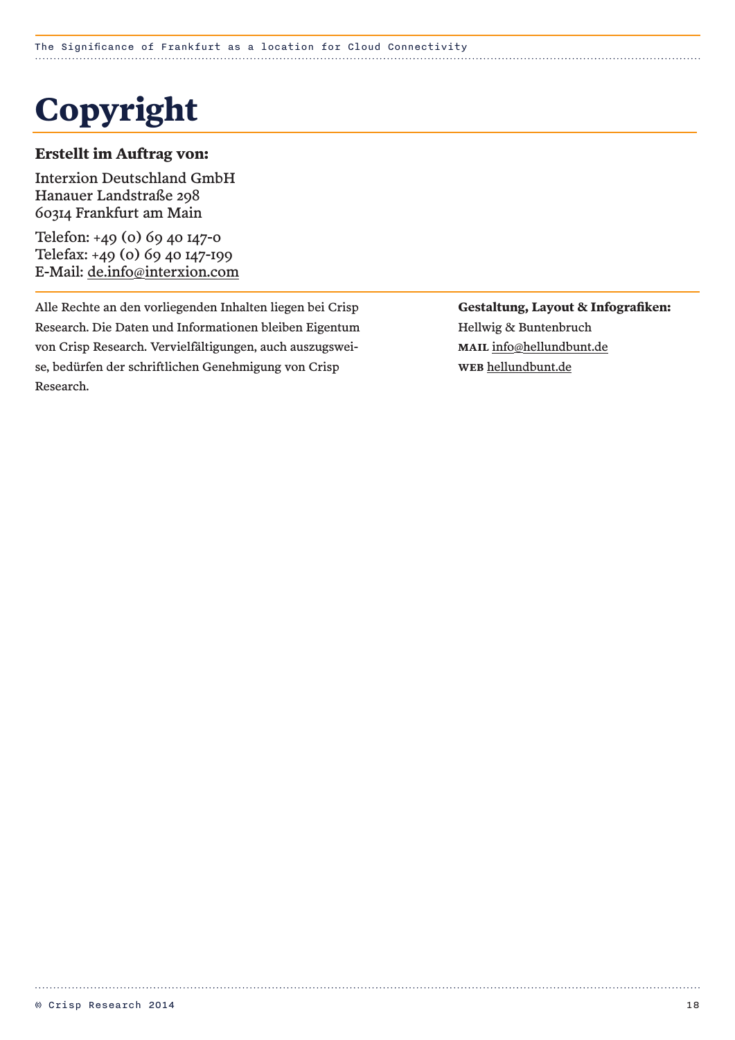# Copyright

**Erstellt im Auftrag von:**

Interxion Deutschland GmbH
Hanauer Landstraße 298
60314 Frankfurt am Main

Telefon: +49 (0) 69 40 147-0
Telefax: +49 (0) 69 40 147-199
E-Mail: de.info@interxion.com

Alle Rechte an den vorliegenden Inhalten liegen bei Crisp Research. Die Daten und Informationen bleiben Eigentum von Crisp Research. Vervielfältigungen, auch auszugsweise, bedürfen der schriftlichen Genehmigung von Crisp Research.

**Gestaltung, Layout & Infografiken:**
Hellwig & Buntenbruch
**MAIL** info@hellundbunt.de
**WEB** hellundbunt.de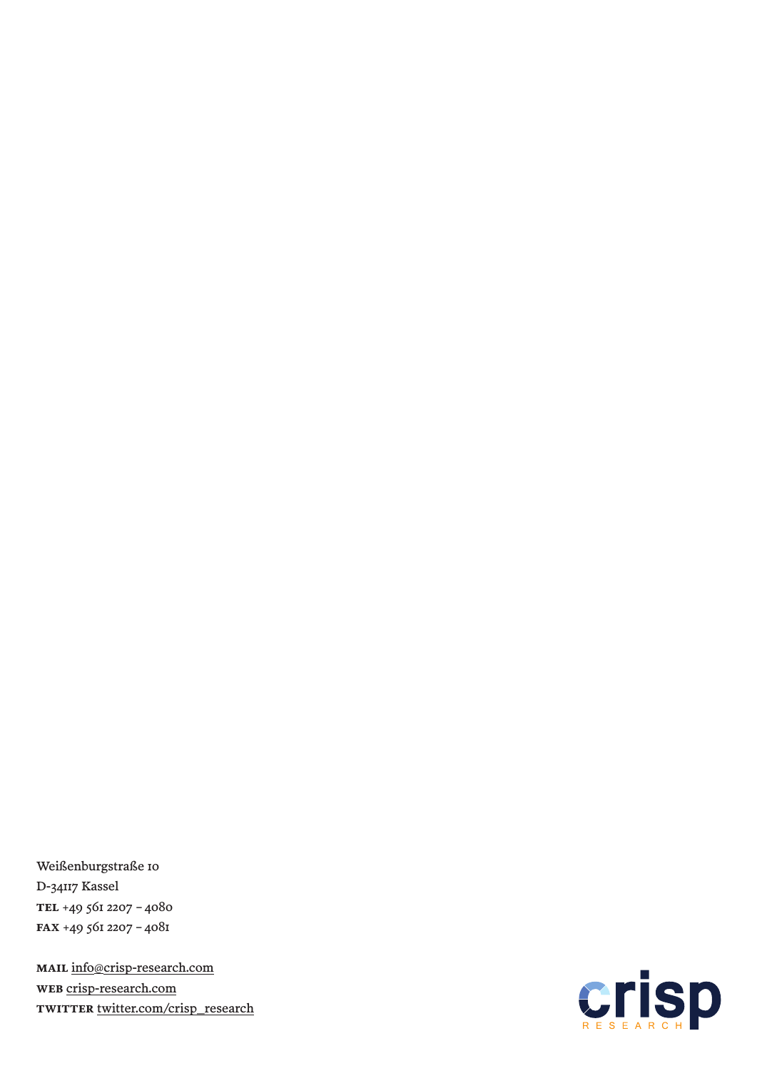Weißenburgstraße 10
D-34117 Kassel
**TEL** +49 561 2207 – 4080
**FAX** +49 561 2207 – 4081

**MAIL** info@crisp-research.com
**WEB** crisp-research.com
**TWITTER** twitter.com/crisp_research

crisp RESEARCH